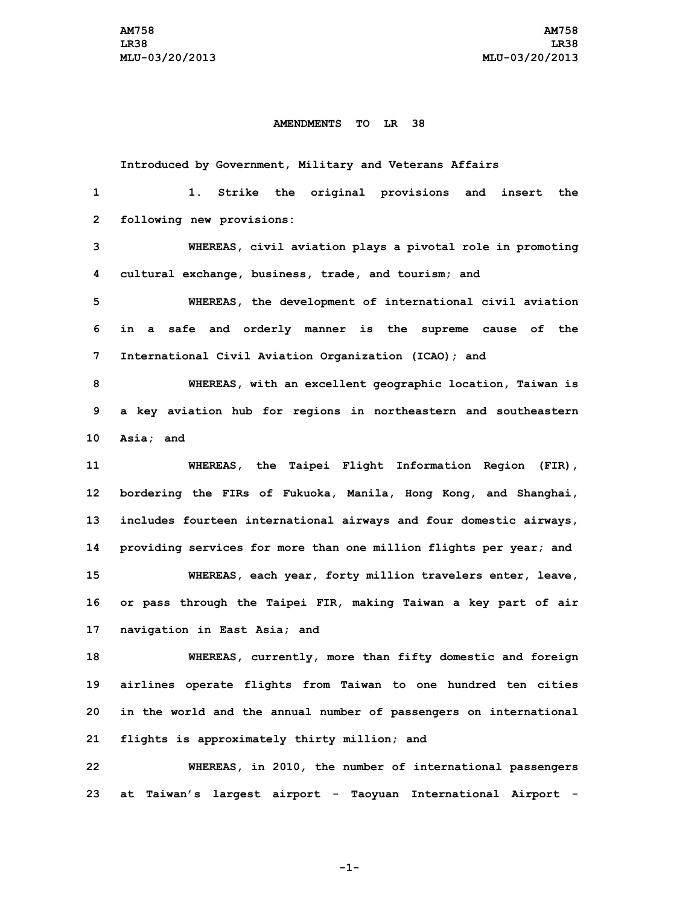# AMENDMENTS TO LR 38

Introduced by Government, Military and Veterans Affairs

1. Strike the original provisions and insert the following new provisions:

WHEREAS, civil aviation plays a pivotal role in promoting cultural exchange, business, trade, and tourism; and

WHEREAS, the development of international civil aviation in a safe and orderly manner is the supreme cause of the International Civil Aviation Organization (ICAO); and

WHEREAS, with an excellent geographic location, Taiwan is a key aviation hub for regions in northeastern and southeastern Asia; and

WHEREAS, the Taipei Flight Information Region (FIR), bordering the FIRs of Fukuoka, Manila, Hong Kong, and Shanghai, includes fourteen international airways and four domestic airways, providing services for more than one million flights per year; and

WHEREAS, each year, forty million travelers enter, leave, or pass through the Taipei FIR, making Taiwan a key part of air navigation in East Asia; and

WHEREAS, currently, more than fifty domestic and foreign airlines operate flights from Taiwan to one hundred ten cities in the world and the annual number of passengers on international flights is approximately thirty million; and

WHEREAS, in 2010, the number of international passengers at Taiwan's largest airport - Taoyuan International Airport -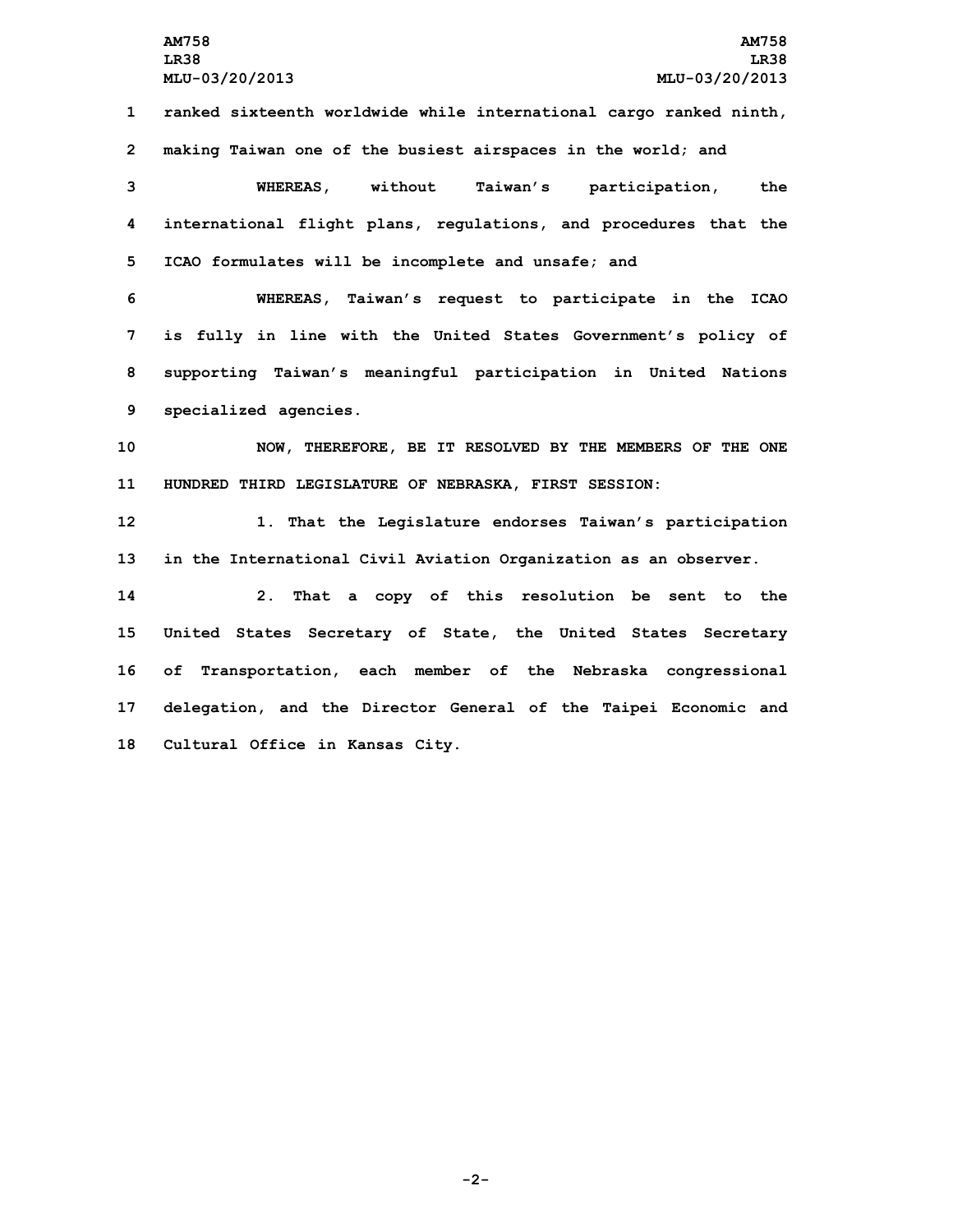ranked sixteenth worldwide while international cargo ranked ninth, making Taiwan one of the busiest airspaces in the world; and

WHEREAS, without Taiwan's participation, the international flight plans, regulations, and procedures that the ICAO formulates will be incomplete and unsafe; and

WHEREAS, Taiwan's request to participate in the ICAO is fully in line with the United States Government's policy of supporting Taiwan's meaningful participation in United Nations specialized agencies.

NOW, THEREFORE, BE IT RESOLVED BY THE MEMBERS OF THE ONE HUNDRED THIRD LEGISLATURE OF NEBRASKA, FIRST SESSION:

1. That the Legislature endorses Taiwan's participation in the International Civil Aviation Organization as an observer.

2. That a copy of this resolution be sent to the United States Secretary of State, the United States Secretary of Transportation, each member of the Nebraska congressional delegation, and the Director General of the Taipei Economic and Cultural Office in Kansas City.